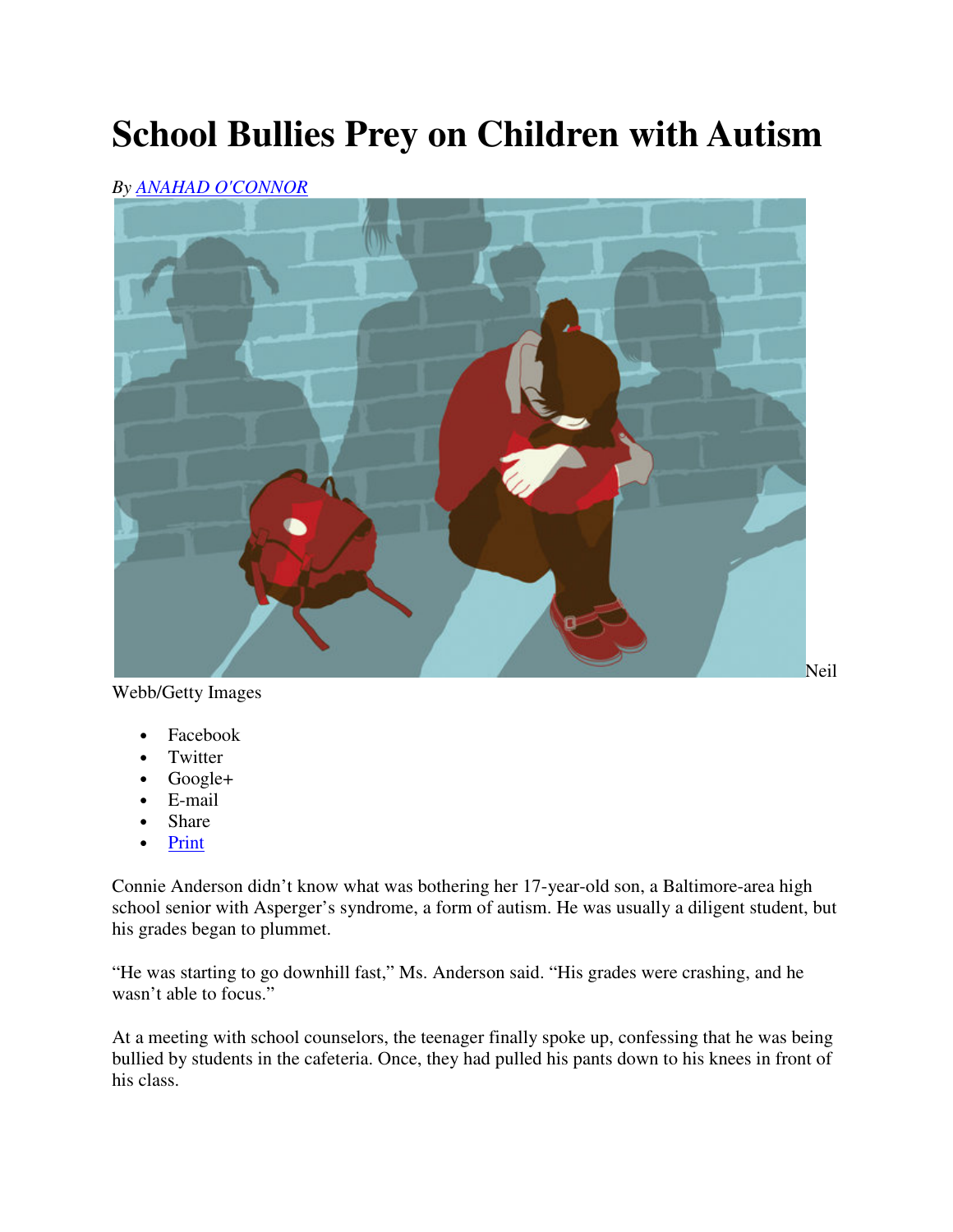# School Bullies Prey on Children with Autism

*By [ANAHAD O'CONNOR]()*

Neil Webb/Getty Images

- Facebook
- Twitter
- Google+
- E-mail
- Share
- [Print]()

Connie Anderson didn't know what was bothering her 17-year-old son, a Baltimore-area high school senior with Asperger's syndrome, a form of autism. He was usually a diligent student, but his grades began to plummet.

"He was starting to go downhill fast," Ms. Anderson said. "His grades were crashing, and he wasn't able to focus."

At a meeting with school counselors, the teenager finally spoke up, confessing that he was being bullied by students in the cafeteria. Once, they had pulled his pants down to his knees in front of his class.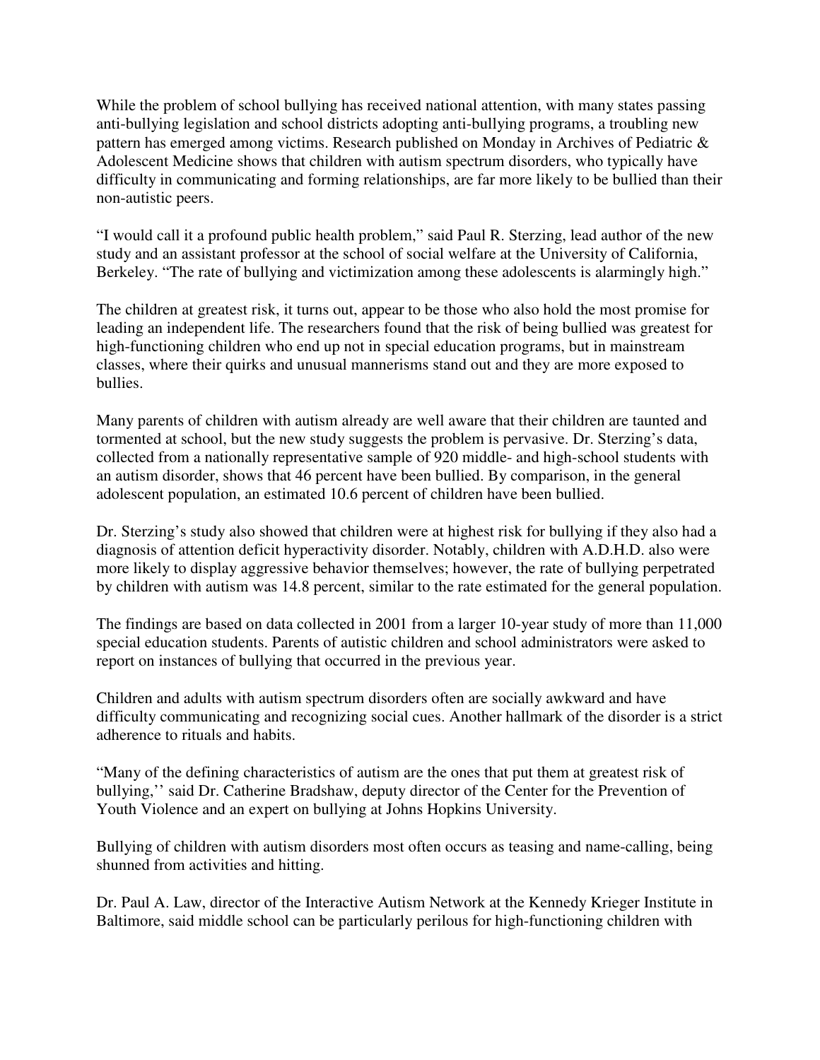While the problem of school bullying has received national attention, with many states passing anti-bullying legislation and school districts adopting anti-bullying programs, a troubling new pattern has emerged among victims. Research published on Monday in Archives of Pediatric & Adolescent Medicine shows that children with autism spectrum disorders, who typically have difficulty in communicating and forming relationships, are far more likely to be bullied than their non-autistic peers.

“I would call it a profound public health problem,” said Paul R. Sterzing, lead author of the new study and an assistant professor at the school of social welfare at the University of California, Berkeley. “The rate of bullying and victimization among these adolescents is alarmingly high.”

The children at greatest risk, it turns out, appear to be those who also hold the most promise for leading an independent life. The researchers found that the risk of being bullied was greatest for high-functioning children who end up not in special education programs, but in mainstream classes, where their quirks and unusual mannerisms stand out and they are more exposed to bullies.

Many parents of children with autism already are well aware that their children are taunted and tormented at school, but the new study suggests the problem is pervasive. Dr. Sterzing’s data, collected from a nationally representative sample of 920 middle- and high-school students with an autism disorder, shows that 46 percent have been bullied. By comparison, in the general adolescent population, an estimated 10.6 percent of children have been bullied.

Dr. Sterzing’s study also showed that children were at highest risk for bullying if they also had a diagnosis of attention deficit hyperactivity disorder. Notably, children with A.D.H.D. also were more likely to display aggressive behavior themselves; however, the rate of bullying perpetrated by children with autism was 14.8 percent, similar to the rate estimated for the general population.

The findings are based on data collected in 2001 from a larger 10-year study of more than 11,000 special education students. Parents of autistic children and school administrators were asked to report on instances of bullying that occurred in the previous year.

Children and adults with autism spectrum disorders often are socially awkward and have difficulty communicating and recognizing social cues. Another hallmark of the disorder is a strict adherence to rituals and habits.

“Many of the defining characteristics of autism are the ones that put them at greatest risk of bullying,’’ said Dr. Catherine Bradshaw, deputy director of the Center for the Prevention of Youth Violence and an expert on bullying at Johns Hopkins University.

Bullying of children with autism disorders most often occurs as teasing and name-calling, being shunned from activities and hitting.

Dr. Paul A. Law, director of the Interactive Autism Network at the Kennedy Krieger Institute in Baltimore, said middle school can be particularly perilous for high-functioning children with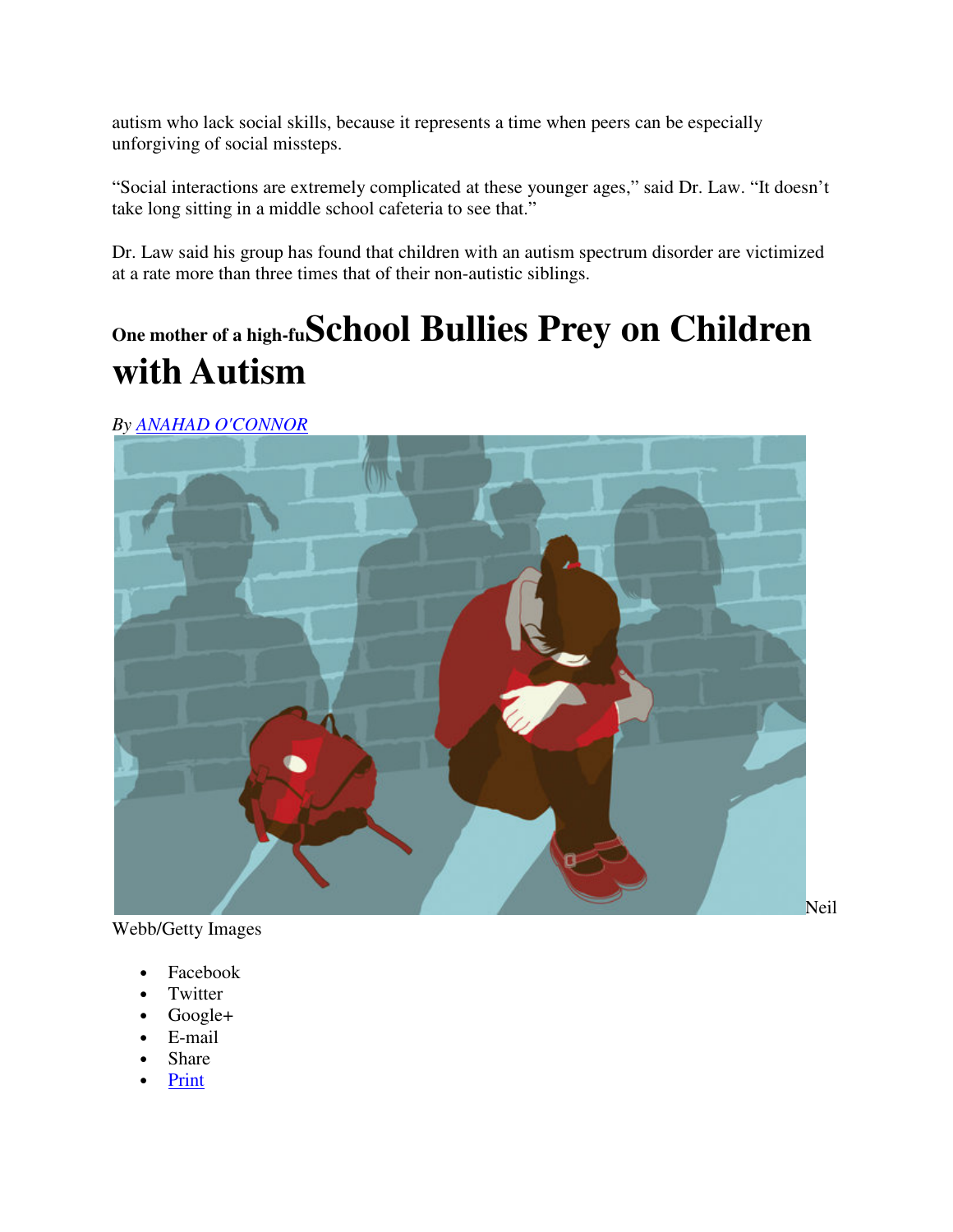autism who lack social skills, because it represents a time when peers can be especially unforgiving of social missteps.

“Social interactions are extremely complicated at these younger ages,” said Dr. Law. “It doesn’t take long sitting in a middle school cafeteria to see that.”

Dr. Law said his group has found that children with an autism spectrum disorder are victimized at a rate more than three times that of their non-autistic siblings.

**One mother of a high-fu**

# School Bullies Prey on Children with Autism

*By [ANAHAD O'CONNOR]*

Neil Webb/Getty Images

- Facebook
- Twitter
- Google+
- E-mail
- Share
- [Print]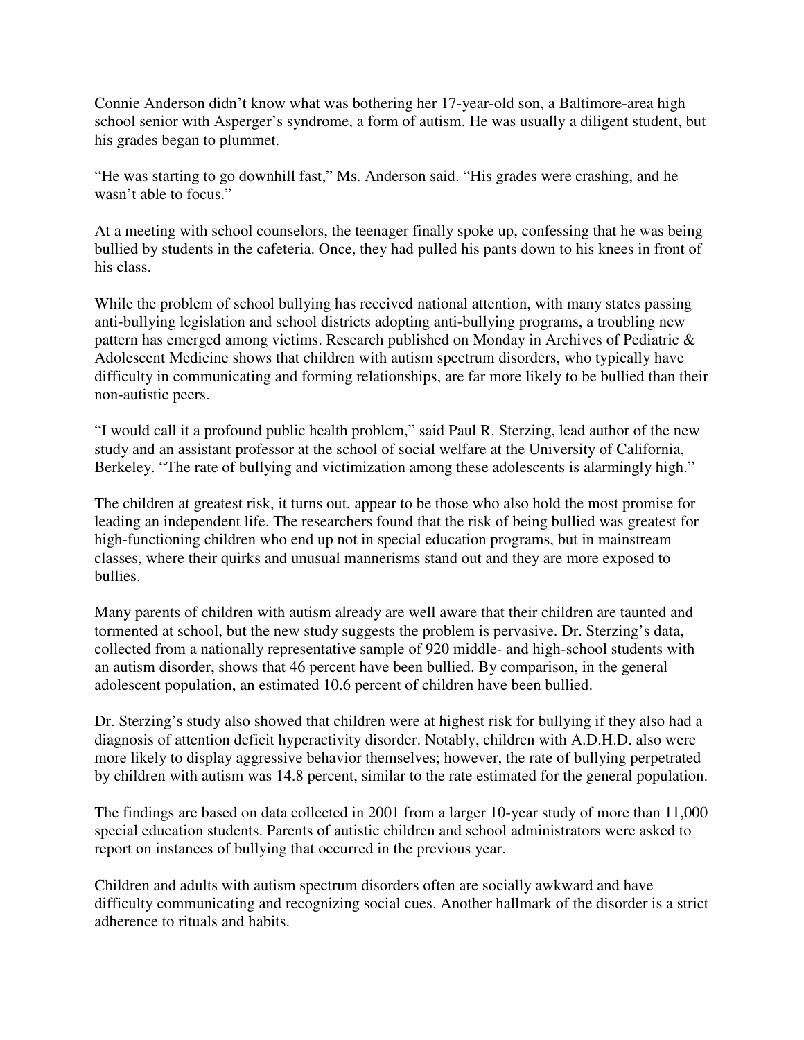Connie Anderson didn't know what was bothering her 17-year-old son, a Baltimore-area high school senior with Asperger's syndrome, a form of autism. He was usually a diligent student, but his grades began to plummet.

"He was starting to go downhill fast," Ms. Anderson said. "His grades were crashing, and he wasn't able to focus."

At a meeting with school counselors, the teenager finally spoke up, confessing that he was being bullied by students in the cafeteria. Once, they had pulled his pants down to his knees in front of his class.

While the problem of school bullying has received national attention, with many states passing anti-bullying legislation and school districts adopting anti-bullying programs, a troubling new pattern has emerged among victims. Research published on Monday in Archives of Pediatric & Adolescent Medicine shows that children with autism spectrum disorders, who typically have difficulty in communicating and forming relationships, are far more likely to be bullied than their non-autistic peers.

"I would call it a profound public health problem," said Paul R. Sterzing, lead author of the new study and an assistant professor at the school of social welfare at the University of California, Berkeley. "The rate of bullying and victimization among these adolescents is alarmingly high."

The children at greatest risk, it turns out, appear to be those who also hold the most promise for leading an independent life. The researchers found that the risk of being bullied was greatest for high-functioning children who end up not in special education programs, but in mainstream classes, where their quirks and unusual mannerisms stand out and they are more exposed to bullies.

Many parents of children with autism already are well aware that their children are taunted and tormented at school, but the new study suggests the problem is pervasive. Dr. Sterzing's data, collected from a nationally representative sample of 920 middle- and high-school students with an autism disorder, shows that 46 percent have been bullied. By comparison, in the general adolescent population, an estimated 10.6 percent of children have been bullied.

Dr. Sterzing's study also showed that children were at highest risk for bullying if they also had a diagnosis of attention deficit hyperactivity disorder. Notably, children with A.D.H.D. also were more likely to display aggressive behavior themselves; however, the rate of bullying perpetrated by children with autism was 14.8 percent, similar to the rate estimated for the general population.

The findings are based on data collected in 2001 from a larger 10-year study of more than 11,000 special education students. Parents of autistic children and school administrators were asked to report on instances of bullying that occurred in the previous year.

Children and adults with autism spectrum disorders often are socially awkward and have difficulty communicating and recognizing social cues. Another hallmark of the disorder is a strict adherence to rituals and habits.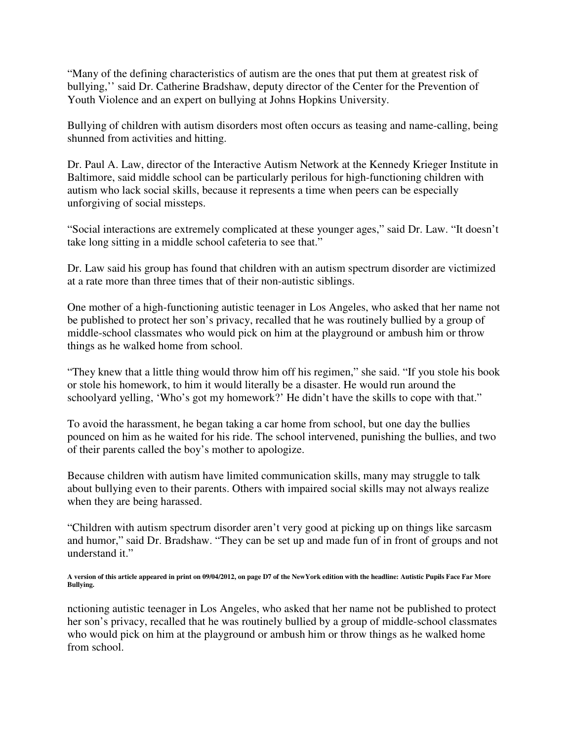“Many of the defining characteristics of autism are the ones that put them at greatest risk of bullying,’’ said Dr. Catherine Bradshaw, deputy director of the Center for the Prevention of Youth Violence and an expert on bullying at Johns Hopkins University.

Bullying of children with autism disorders most often occurs as teasing and name-calling, being shunned from activities and hitting.

Dr. Paul A. Law, director of the Interactive Autism Network at the Kennedy Krieger Institute in Baltimore, said middle school can be particularly perilous for high-functioning children with autism who lack social skills, because it represents a time when peers can be especially unforgiving of social missteps.

“Social interactions are extremely complicated at these younger ages,” said Dr. Law. “It doesn’t take long sitting in a middle school cafeteria to see that.”

Dr. Law said his group has found that children with an autism spectrum disorder are victimized at a rate more than three times that of their non-autistic siblings.

One mother of a high-functioning autistic teenager in Los Angeles, who asked that her name not be published to protect her son’s privacy, recalled that he was routinely bullied by a group of middle-school classmates who would pick on him at the playground or ambush him or throw things as he walked home from school.

“They knew that a little thing would throw him off his regimen,” she said. “If you stole his book or stole his homework, to him it would literally be a disaster. He would run around the schoolyard yelling, ‘Who’s got my homework?’ He didn’t have the skills to cope with that.”

To avoid the harassment, he began taking a car home from school, but one day the bullies pounced on him as he waited for his ride. The school intervened, punishing the bullies, and two of their parents called the boy’s mother to apologize.

Because children with autism have limited communication skills, many may struggle to talk about bullying even to their parents. Others with impaired social skills may not always realize when they are being harassed.

“Children with autism spectrum disorder aren’t very good at picking up on things like sarcasm and humor,” said Dr. Bradshaw. “They can be set up and made fun of in front of groups and not understand it.”

**A version of this article appeared in print on 09/04/2012, on page D7 of the NewYork edition with the headline: Autistic Pupils Face Far More Bullying.**

nctioning autistic teenager in Los Angeles, who asked that her name not be published to protect her son’s privacy, recalled that he was routinely bullied by a group of middle-school classmates who would pick on him at the playground or ambush him or throw things as he walked home from school.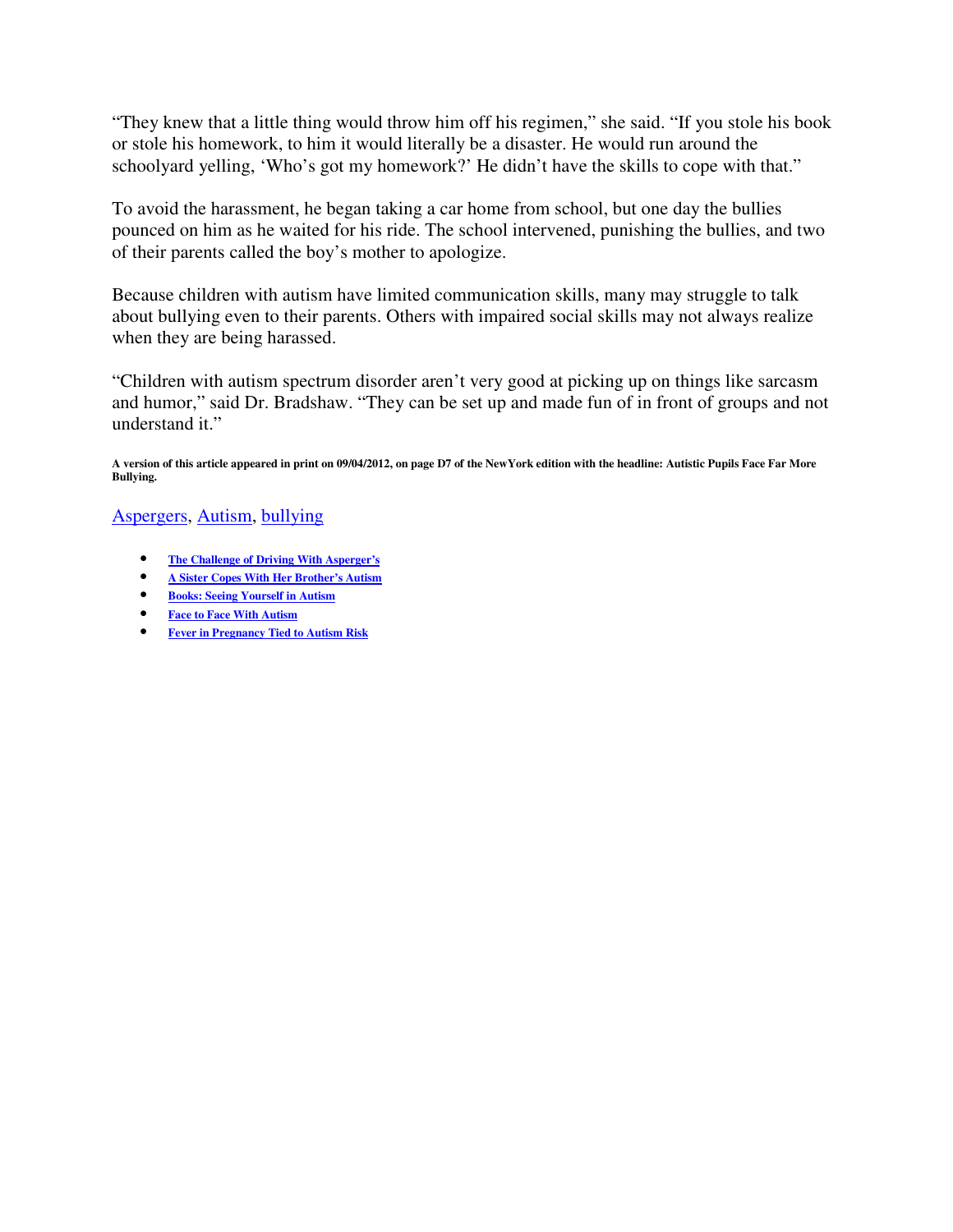"They knew that a little thing would throw him off his regimen," she said. "If you stole his book or stole his homework, to him it would literally be a disaster. He would run around the schoolyard yelling, 'Who's got my homework?' He didn't have the skills to cope with that."

To avoid the harassment, he began taking a car home from school, but one day the bullies pounced on him as he waited for his ride. The school intervened, punishing the bullies, and two of their parents called the boy's mother to apologize.

Because children with autism have limited communication skills, many may struggle to talk about bullying even to their parents. Others with impaired social skills may not always realize when they are being harassed.

"Children with autism spectrum disorder aren't very good at picking up on things like sarcasm and humor," said Dr. Bradshaw. "They can be set up and made fun of in front of groups and not understand it."

**A version of this article appeared in print on 09/04/2012, on page D7 of the NewYork edition with the headline: Autistic Pupils Face Far More Bullying.**

Aspergers, Autism, bullying

- **The Challenge of Driving With Asperger's**
- **A Sister Copes With Her Brother's Autism**
- **Books: Seeing Yourself in Autism**
- **Face to Face With Autism**
- **Fever in Pregnancy Tied to Autism Risk**